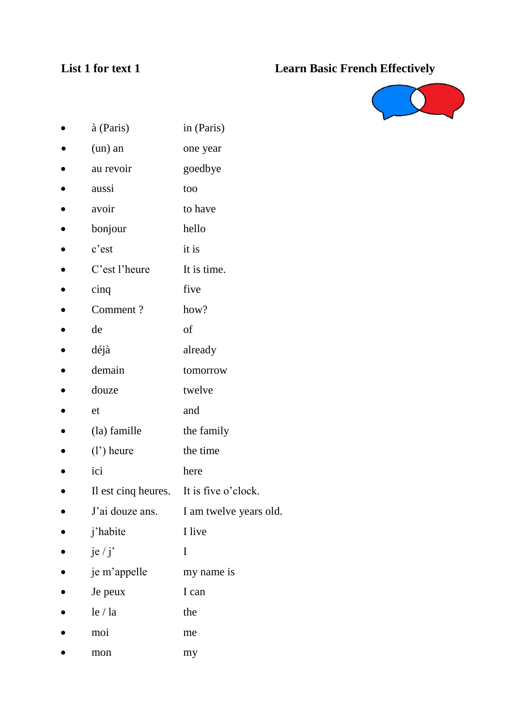**List 1 for text 1** **Learn Basic French Effectively**

- à (Paris) in (Paris)
- (un) an one year
- au revoir goedbye
- aussi too
- avoir to have
- bonjour hello
- c'est it is
- C'est l'heure It is time.
- cinq five
- Comment ? how?
- de of
- déjà already
- demain tomorrow
- douze twelve
- et and
- (la) famille the family
- (l') heure the time
- ici here
- Il est cinq heures. It is five o'clock.
- J'ai douze ans. I am twelve years old.
- j'habite I live
- je / j' I
- je m'appelle my name is
- Je peux I can
- le / la the
- moi me
- mon my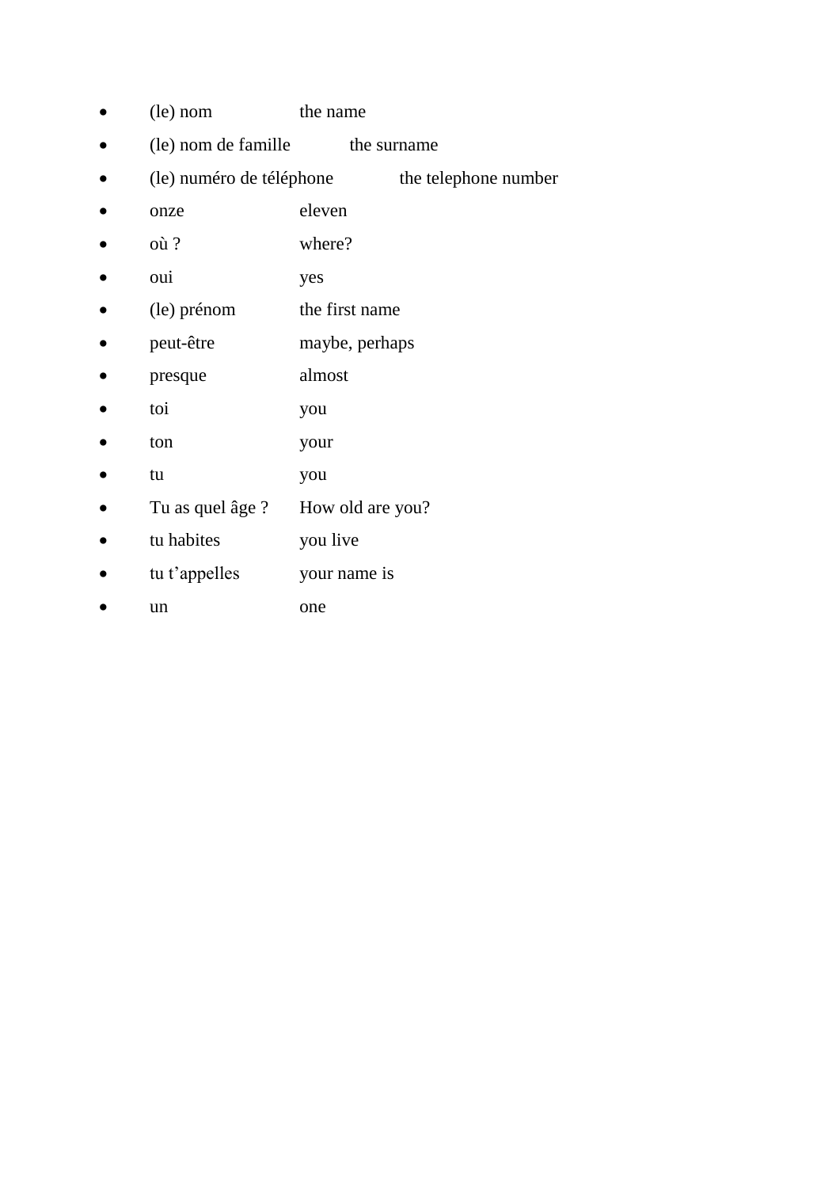- (le) nom the name
- (le) nom de famille the surname
- (le) numéro de téléphone the telephone number
- onze eleven
- où ? where?
- oui yes
- (le) prénom the first name
- peut-être maybe, perhaps
- presque almost
- toi you
- ton your
- tu you
- Tu as quel âge ? How old are you?
- tu habites you live
- tu t'appelles your name is
- un one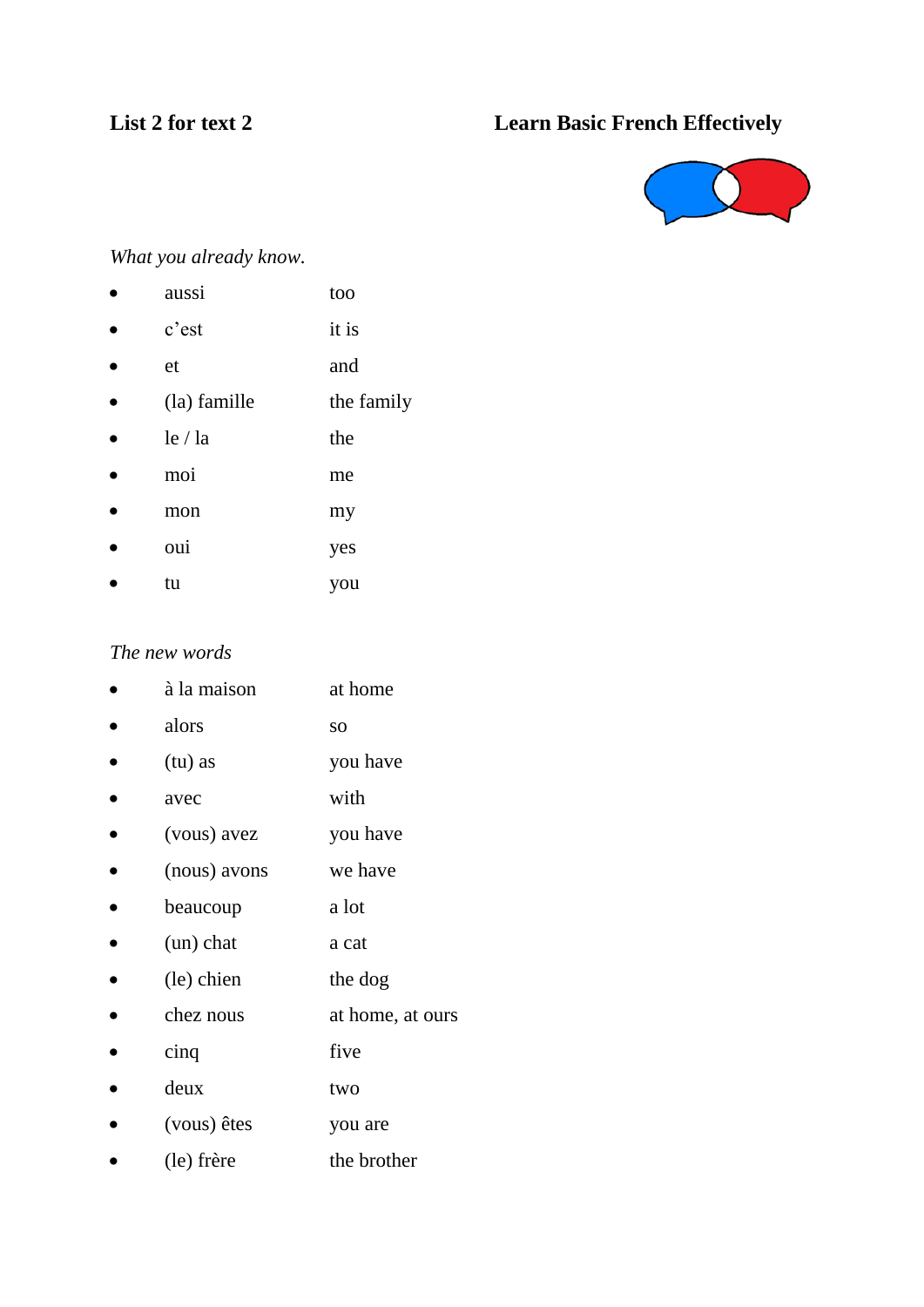**List 2 for text 2** **Learn Basic French Effectively**

*What you already know.*

- aussi — too
- c'est — it is
- et — and
- (la) famille — the family
- le / la — the
- moi — me
- mon — my
- oui — yes
- tu — you

*The new words*

- à la maison — at home
- alors — so
- (tu) as — you have
- avec — with
- (vous) avez — you have
- (nous) avons — we have
- beaucoup — a lot
- (un) chat — a cat
- (le) chien — the dog
- chez nous — at home, at ours
- cinq — five
- deux — two
- (vous) êtes — you are
- (le) frère — the brother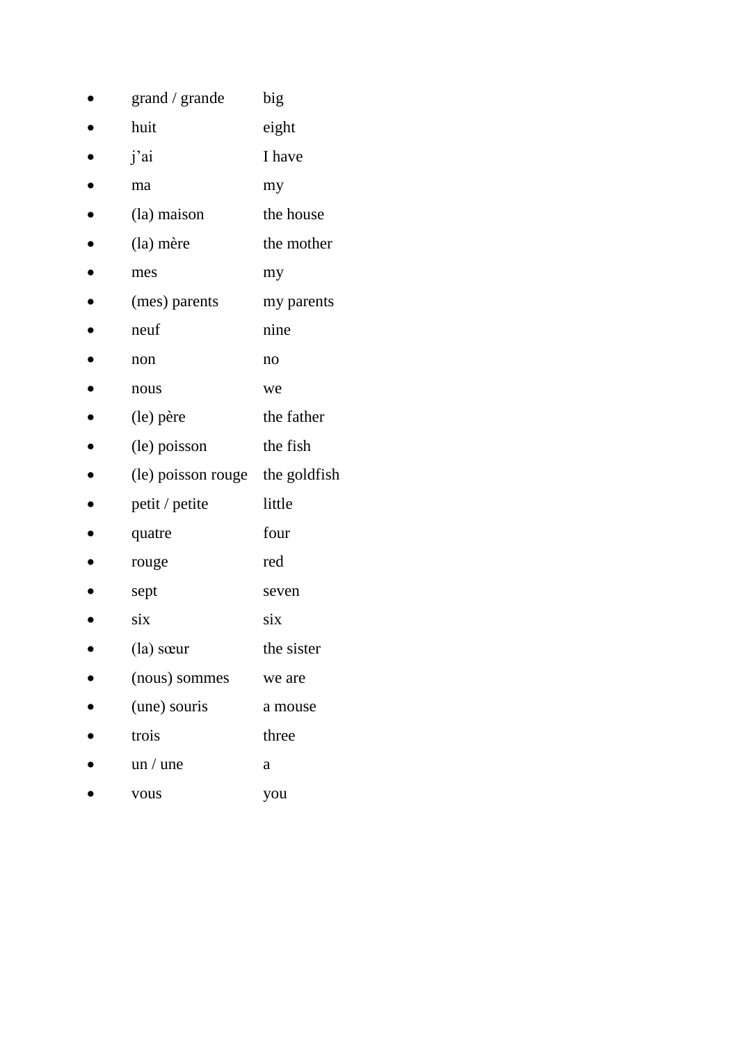- grand / grande	big
- huit	eight
- j'ai	I have
- ma	my
- (la) maison	the house
- (la) mère	the mother
- mes	my
- (mes) parents	my parents
- neuf	nine
- non	no
- nous	we
- (le) père	the father
- (le) poisson	the fish
- (le) poisson rouge	the goldfish
- petit / petite	little
- quatre	four
- rouge	red
- sept	seven
- six	six
- (la) sœur	the sister
- (nous) sommes	we are
- (une) souris	a mouse
- trois	three
- un / une	a
- vous	you